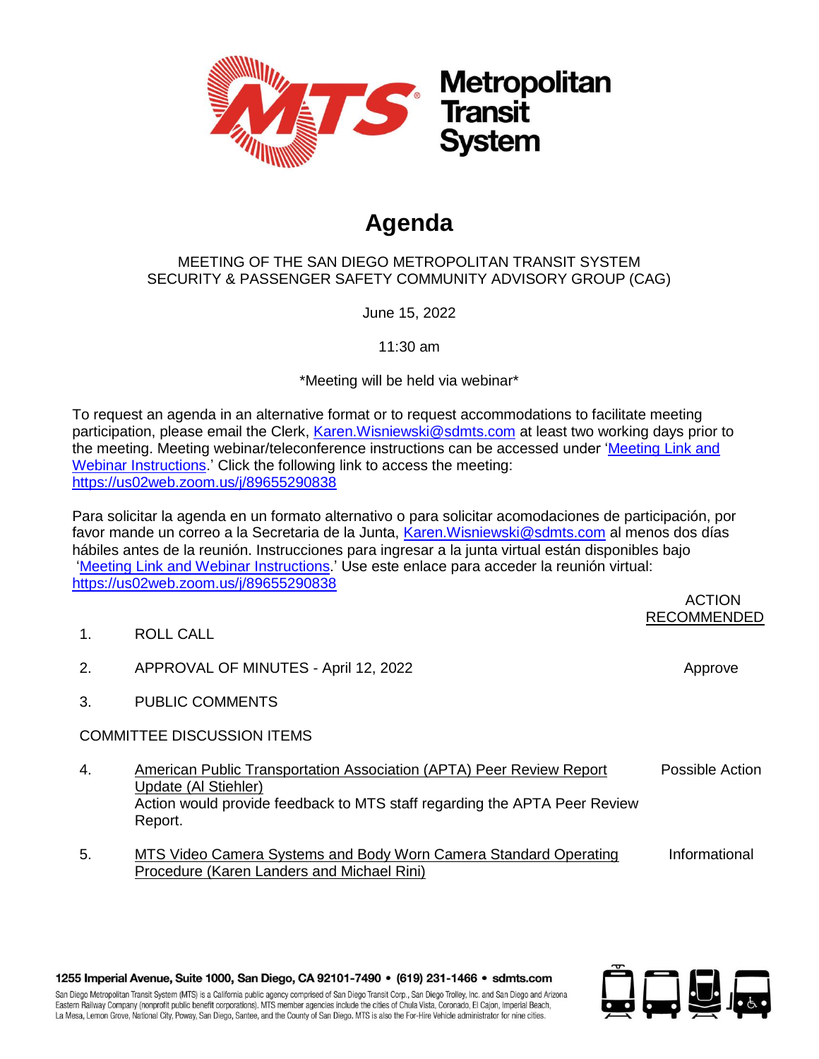# Agenda

MEETING OF THE SAN DIEGO METROPOLITAN TRANSIT SYSTEM
SECURITY & PASSENGER SAFETY COMMUNITY ADVISORY GROUP (CAG)

June 15, 2022

11:30 am

*Meeting will be held via webinar*

To request an agenda in an alternative format or to request accommodations to facilitate meeting participation, please email the Clerk, Karen.Wisniewski@sdmts.com at least two working days prior to the meeting. Meeting webinar/teleconference instructions can be accessed under 'Meeting Link and Webinar Instructions.' Click the following link to access the meeting: https://us02web.zoom.us/j/89655290838

Para solicitar la agenda en un formato alternativo o para solicitar acomodaciones de participación, por favor mande un correo a la Secretaria de la Junta, Karen.Wisniewski@sdmts.com al menos dos días hábiles antes de la reunión. Instrucciones para ingresar a la junta virtual están disponibles bajo 'Meeting Link and Webinar Instructions.' Use este enlace para acceder la reunión virtual: https://us02web.zoom.us/j/89655290838

| | | ACTION RECOMMENDED |
|---|---|---|
| 1. | ROLL CALL | |
| 2. | APPROVAL OF MINUTES - April 12, 2022 | Approve |
| 3. | PUBLIC COMMENTS | |

COMMITTEE DISCUSSION ITEMS

| | | |
|---|---|---|
| 4. | American Public Transportation Association (APTA) Peer Review Report Update (Al Stiehler)<br>Action would provide feedback to MTS staff regarding the APTA Peer Review Report. | Possible Action |
| 5. | MTS Video Camera Systems and Body Worn Camera Standard Operating Procedure (Karen Landers and Michael Rini) | Informational |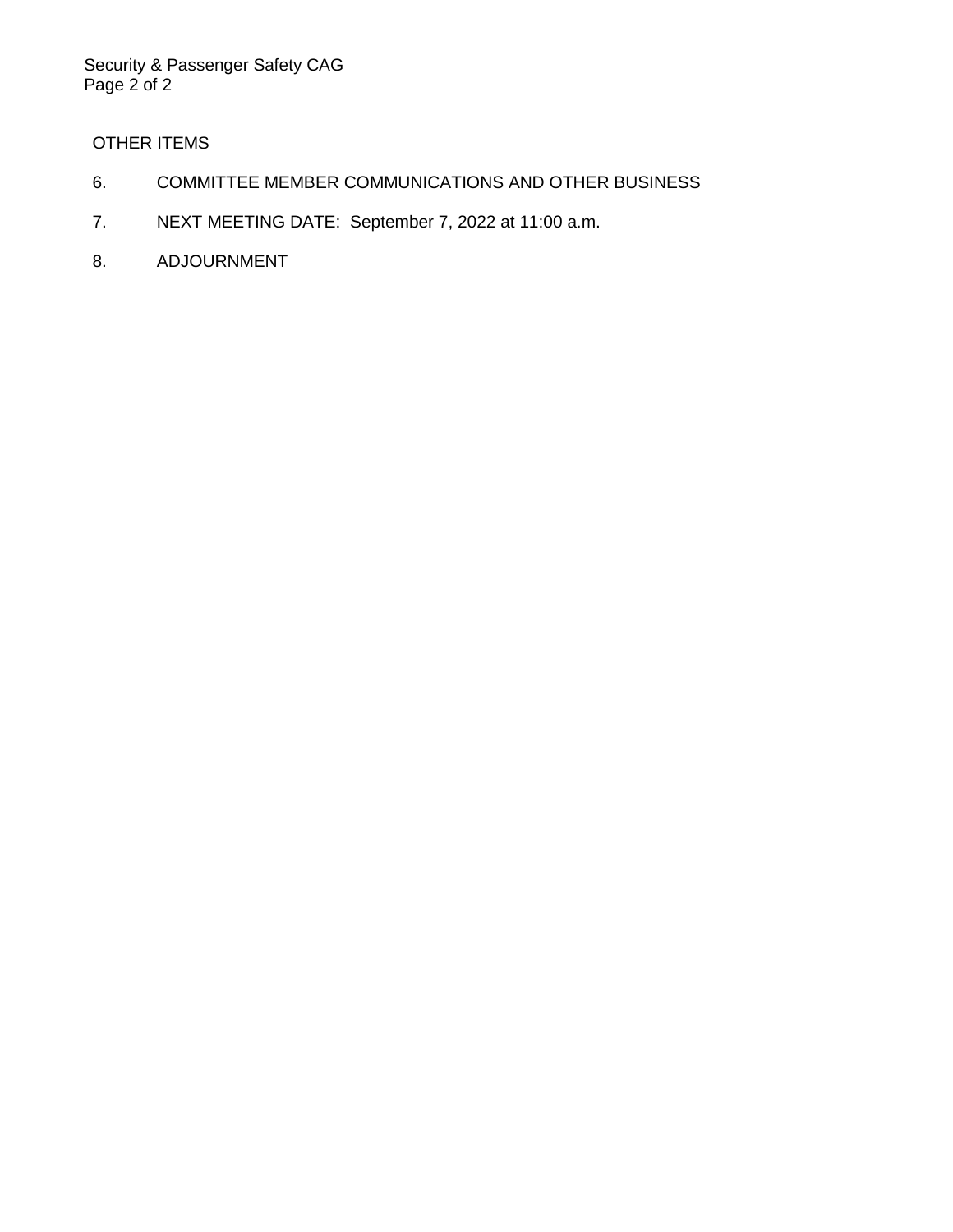OTHER ITEMS

6. COMMITTEE MEMBER COMMUNICATIONS AND OTHER BUSINESS

7. NEXT MEETING DATE: September 7, 2022 at 11:00 a.m.

8. ADJOURNMENT